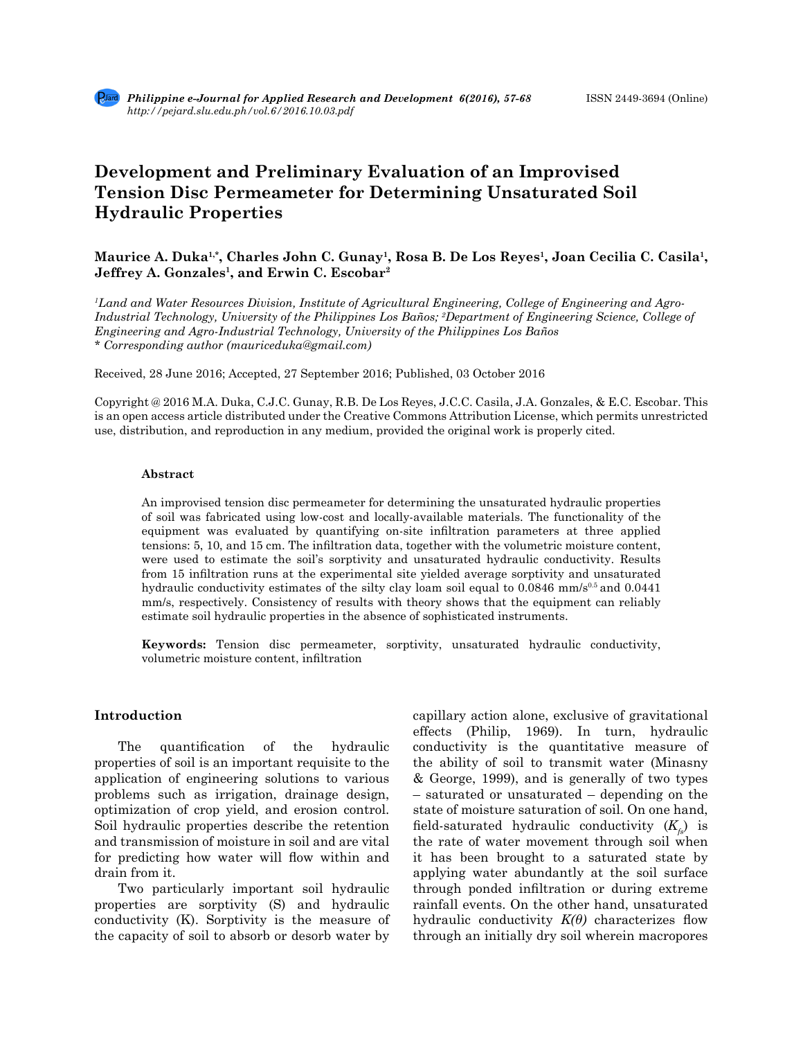# Development and Preliminary Evaluation of an Improvised Tension Disc Permeameter for Determining Unsaturated Soil Hydraulic Properties

**Maurice A. Duka[1,*], Charles John C. Gunay[1], Rosa B. De Los Reyes[1], Joan Cecilia C. Casila[1], Jeffrey A. Gonzales[1], and Erwin C. Escobar[2]**

*[1]Land and Water Resources Division, Institute of Agricultural Engineering, College of Engineering and Agro-Industrial Technology, University of the Philippines Los Baños; [2]Department of Engineering Science, College of Engineering and Agro-Industrial Technology, University of the Philippines Los Baños*
*\* Corresponding author (mauriceduka@gmail.com)*

Received, 28 June 2016; Accepted, 27 September 2016; Published, 03 October 2016

Copyright @ 2016 M.A. Duka, C.J.C. Gunay, R.B. De Los Reyes, J.C.C. Casila, J.A. Gonzales, & E.C. Escobar. This is an open access article distributed under the Creative Commons Attribution License, which permits unrestricted use, distribution, and reproduction in any medium, provided the original work is properly cited.

### Abstract

An improvised tension disc permeameter for determining the unsaturated hydraulic properties of soil was fabricated using low-cost and locally-available materials. The functionality of the equipment was evaluated by quantifying on-site infiltration parameters at three applied tensions: 5, 10, and 15 cm. The infiltration data, together with the volumetric moisture content, were used to estimate the soil's sorptivity and unsaturated hydraulic conductivity. Results from 15 infiltration runs at the experimental site yielded average sorptivity and unsaturated hydraulic conductivity estimates of the silty clay loam soil equal to 0.0846 mm/s$^{0.5}$ and 0.0441 mm/s, respectively. Consistency of results with theory shows that the equipment can reliably estimate soil hydraulic properties in the absence of sophisticated instruments.

**Keywords:** Tension disc permeameter, sorptivity, unsaturated hydraulic conductivity, volumetric moisture content, infiltration

## Introduction

The quantification of the hydraulic properties of soil is an important requisite to the application of engineering solutions to various problems such as irrigation, drainage design, optimization of crop yield, and erosion control. Soil hydraulic properties describe the retention and transmission of moisture in soil and are vital for predicting how water will flow within and drain from it.

Two particularly important soil hydraulic properties are sorptivity (S) and hydraulic conductivity (K). Sorptivity is the measure of the capacity of soil to absorb or desorb water by capillary action alone, exclusive of gravitational effects (Philip, 1969). In turn, hydraulic conductivity is the quantitative measure of the ability of soil to transmit water (Minasny & George, 1999), and is generally of two types – saturated or unsaturated – depending on the state of moisture saturation of soil. On one hand, field-saturated hydraulic conductivity ($K_{fs}$) is the rate of water movement through soil when it has been brought to a saturated state by applying water abundantly at the soil surface through ponded infiltration or during extreme rainfall events. On the other hand, unsaturated hydraulic conductivity $K(\theta)$ characterizes flow through an initially dry soil wherein macropores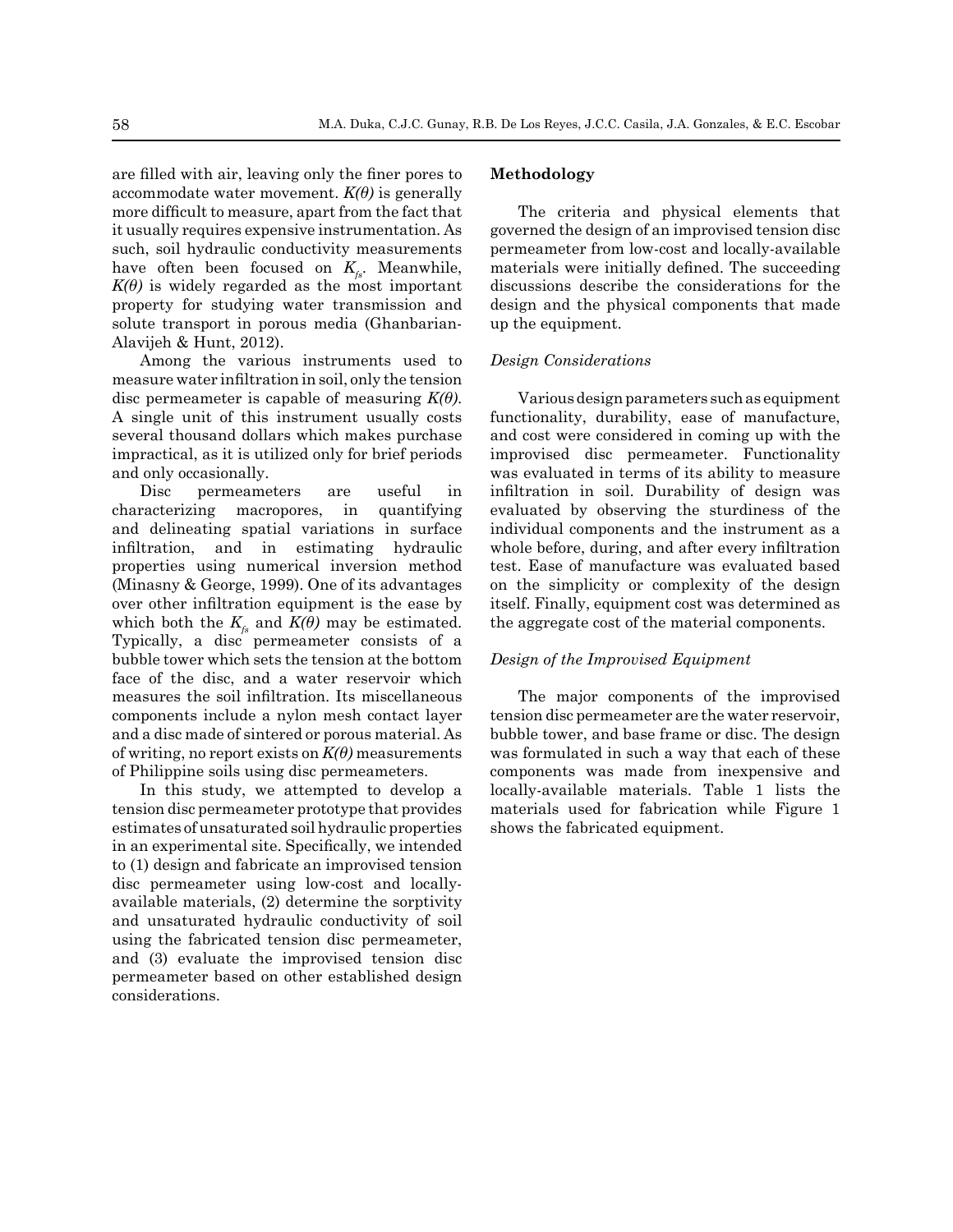are filled with air, leaving only the finer pores to accommodate water movement. $K(\theta)$ is generally more difficult to measure, apart from the fact that it usually requires expensive instrumentation. As such, soil hydraulic conductivity measurements have often been focused on $K_{fs}$. Meanwhile, $K(\theta)$ is widely regarded as the most important property for studying water transmission and solute transport in porous media (Ghanbarian-Alavijeh & Hunt, 2012).

Among the various instruments used to measure water infiltration in soil, only the tension disc permeameter is capable of measuring $K(\theta)$. A single unit of this instrument usually costs several thousand dollars which makes purchase impractical, as it is utilized only for brief periods and only occasionally.

Disc permeameters are useful in characterizing macropores, in quantifying and delineating spatial variations in surface infiltration, and in estimating hydraulic properties using numerical inversion method (Minasny & George, 1999). One of its advantages over other infiltration equipment is the ease by which both the $K_{fs}$ and $K(\theta)$ may be estimated. Typically, a disc permeameter consists of a bubble tower which sets the tension at the bottom face of the disc, and a water reservoir which measures the soil infiltration. Its miscellaneous components include a nylon mesh contact layer and a disc made of sintered or porous material. As of writing, no report exists on $K(\theta)$ measurements of Philippine soils using disc permeameters.

In this study, we attempted to develop a tension disc permeameter prototype that provides estimates of unsaturated soil hydraulic properties in an experimental site. Specifically, we intended to (1) design and fabricate an improvised tension disc permeameter using low-cost and locally-available materials, (2) determine the sorptivity and unsaturated hydraulic conductivity of soil using the fabricated tension disc permeameter, and (3) evaluate the improvised tension disc permeameter based on other established design considerations.

## Methodology

The criteria and physical elements that governed the design of an improvised tension disc permeameter from low-cost and locally-available materials were initially defined. The succeeding discussions describe the considerations for the design and the physical components that made up the equipment.

### *Design Considerations*

Various design parameters such as equipment functionality, durability, ease of manufacture, and cost were considered in coming up with the improvised disc permeameter. Functionality was evaluated in terms of its ability to measure infiltration in soil. Durability of design was evaluated by observing the sturdiness of the individual components and the instrument as a whole before, during, and after every infiltration test. Ease of manufacture was evaluated based on the simplicity or complexity of the design itself. Finally, equipment cost was determined as the aggregate cost of the material components.

### *Design of the Improvised Equipment*

The major components of the improvised tension disc permeameter are the water reservoir, bubble tower, and base frame or disc. The design was formulated in such a way that each of these components was made from inexpensive and locally-available materials. Table 1 lists the materials used for fabrication while Figure 1 shows the fabricated equipment.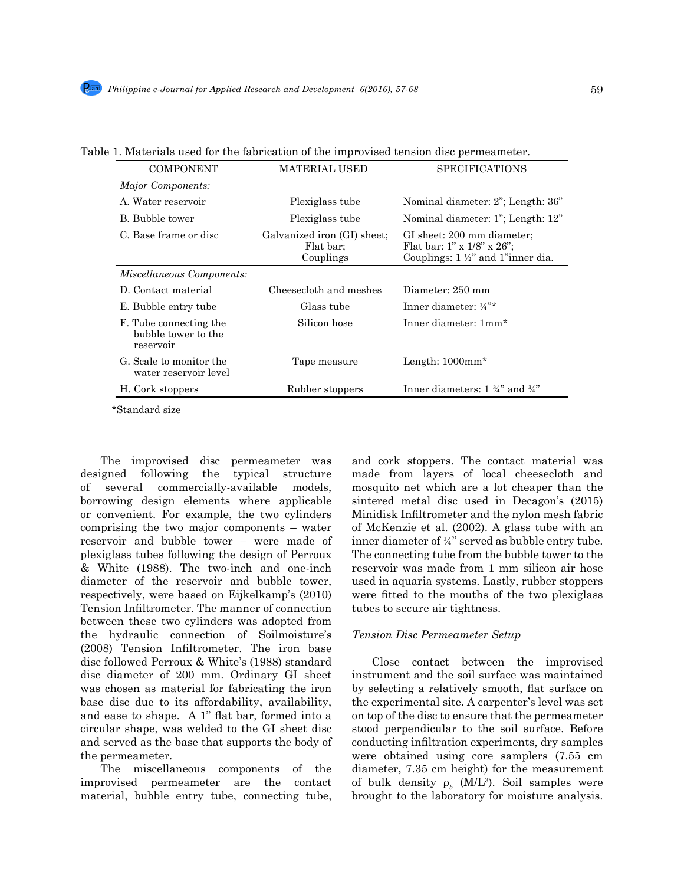Table 1. Materials used for the fabrication of the improvised tension disc permeameter.

| COMPONENT | MATERIAL USED | SPECIFICATIONS |
|---|---|---|
| *Major Components:* | | |
| A. Water reservoir | Plexiglass tube | Nominal diameter: 2"; Length: 36" |
| B. Bubble tower | Plexiglass tube | Nominal diameter: 1"; Length: 12" |
| C. Base frame or disc | Galvanized iron (GI) sheet; Flat bar; Couplings | GI sheet: 200 mm diameter; Flat bar: 1" x 1/8" x 26"; Couplings: 1 ½" and 1"inner dia. |
| *Miscellaneous Components:* | | |
| D. Contact material | Cheesecloth and meshes | Diameter: 250 mm |
| E. Bubble entry tube | Glass tube | Inner diameter: ¼"* |
| F. Tube connecting the bubble tower to the reservoir | Silicon hose | Inner diameter: 1mm* |
| G. Scale to monitor the water reservoir level | Tape measure | Length: 1000mm* |
| H. Cork stoppers | Rubber stoppers | Inner diameters: 1 ¾" and ¾" |

*Standard size

The improvised disc permeameter was designed following the typical structure of several commercially-available models, borrowing design elements where applicable or convenient. For example, the two cylinders comprising the two major components – water reservoir and bubble tower – were made of plexiglass tubes following the design of Perroux & White (1988). The two-inch and one-inch diameter of the reservoir and bubble tower, respectively, were based on Eijkelkamp's (2010) Tension Infiltrometer. The manner of connection between these two cylinders was adopted from the hydraulic connection of Soilmoisture's (2008) Tension Infiltrometer. The iron base disc followed Perroux & White's (1988) standard disc diameter of 200 mm. Ordinary GI sheet was chosen as material for fabricating the iron base disc due to its affordability, availability, and ease to shape. A 1" flat bar, formed into a circular shape, was welded to the GI sheet disc and served as the base that supports the body of the permeameter.

The miscellaneous components of the improvised permeameter are the contact material, bubble entry tube, connecting tube, and cork stoppers. The contact material was made from layers of local cheesecloth and mosquito net which are a lot cheaper than the sintered metal disc used in Decagon's (2015) Minidisk Infiltrometer and the nylon mesh fabric of McKenzie et al. (2002). A glass tube with an inner diameter of ¼" served as bubble entry tube. The connecting tube from the bubble tower to the reservoir was made from 1 mm silicon air hose used in aquaria systems. Lastly, rubber stoppers were fitted to the mouths of the two plexiglass tubes to secure air tightness.

### *Tension Disc Permeameter Setup*

Close contact between the improvised instrument and the soil surface was maintained by selecting a relatively smooth, flat surface on the experimental site. A carpenter's level was set on top of the disc to ensure that the permeameter stood perpendicular to the soil surface. Before conducting infiltration experiments, dry samples were obtained using core samplers (7.55 cm diameter, 7.35 cm height) for the measurement of bulk density $\rho_b$ ($M/L^3$). Soil samples were brought to the laboratory for moisture analysis.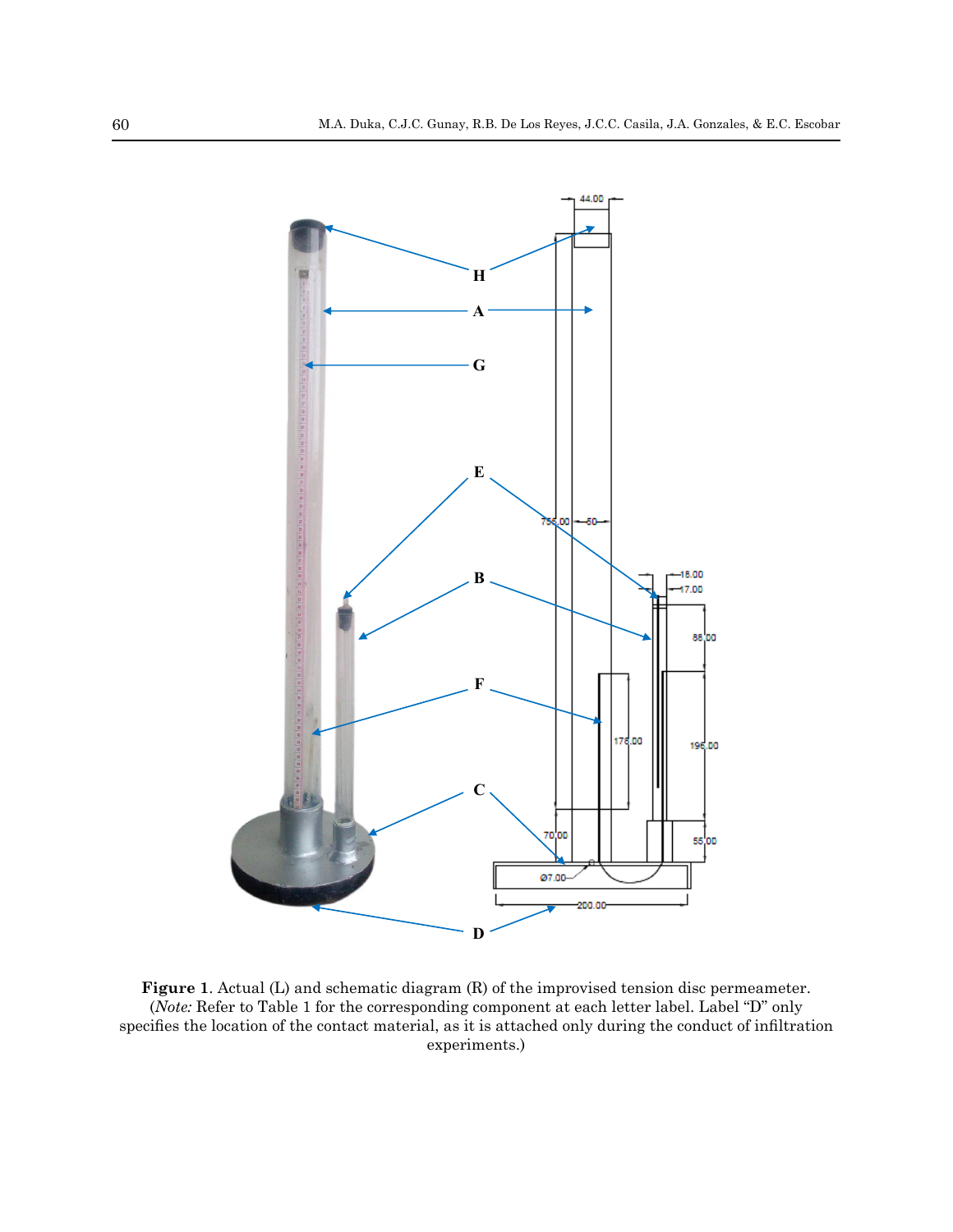**Figure 1**. Actual (L) and schematic diagram (R) of the improvised tension disc permeameter. (*Note:* Refer to Table 1 for the corresponding component at each letter label. Label "D" only specifies the location of the contact material, as it is attached only during the conduct of infiltration experiments.)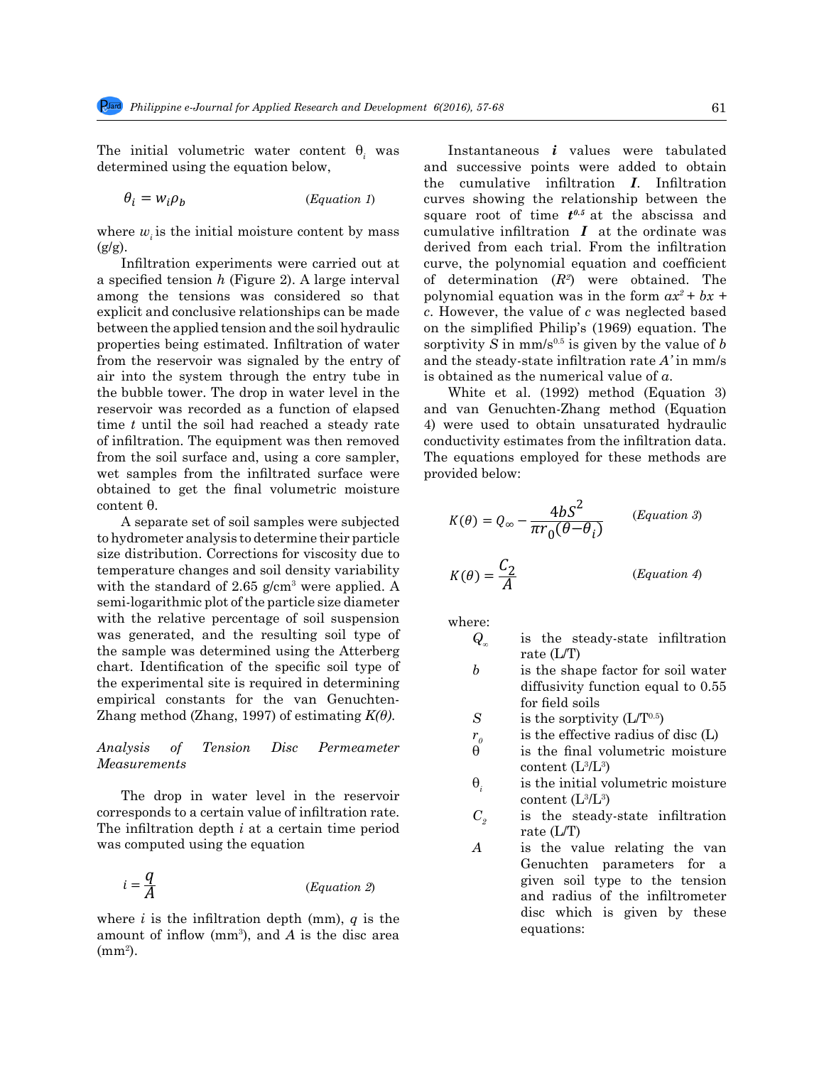The initial volumetric water content $\theta_i$ was determined using the equation below,

$$\theta_i = w_i \rho_b \qquad \text{(Equation 1)}$$

where $w_i$ is the initial moisture content by mass (g/g).

Infiltration experiments were carried out at a specified tension *h* (Figure 2). A large interval among the tensions was considered so that explicit and conclusive relationships can be made between the applied tension and the soil hydraulic properties being estimated. Infiltration of water from the reservoir was signaled by the entry of air into the system through the entry tube in the bubble tower. The drop in water level in the reservoir was recorded as a function of elapsed time *t* until the soil had reached a steady rate of infiltration. The equipment was then removed from the soil surface and, using a core sampler, wet samples from the infiltrated surface were obtained to get the final volumetric moisture content θ.

A separate set of soil samples were subjected to hydrometer analysis to determine their particle size distribution. Corrections for viscosity due to temperature changes and soil density variability with the standard of 2.65 g/cm³ were applied. A semi-logarithmic plot of the particle size diameter with the relative percentage of soil suspension was generated, and the resulting soil type of the sample was determined using the Atterberg chart. Identification of the specific soil type of the experimental site is required in determining empirical constants for the van Genuchten-Zhang method (Zhang, 1997) of estimating *K(θ)*.

*Analysis of Tension Disc Permeameter Measurements*

The drop in water level in the reservoir corresponds to a certain value of infiltration rate. The infiltration depth *i* at a certain time period was computed using the equation

$$i = \frac{q}{A} \qquad \text{(Equation 2)}$$

where *i* is the infiltration depth (mm), *q* is the amount of inflow (mm³), and *A* is the disc area (mm²).

Instantaneous ***i*** values were tabulated and successive points were added to obtain the cumulative infiltration ***I***. Infiltration curves showing the relationship between the square root of time $t^{0.5}$ at the abscissa and cumulative infiltration ***I*** at the ordinate was derived from each trial. From the infiltration curve, the polynomial equation and coefficient of determination ($R^2$) were obtained. The polynomial equation was in the form $ax^2 + bx + c$. However, the value of *c* was neglected based on the simplified Philip's (1969) equation. The sorptivity *S* in mm/s$^{0.5}$ is given by the value of *b* and the steady-state infiltration rate *A'* in mm/s is obtained as the numerical value of *a*.

White et al. (1992) method (Equation 3) and van Genuchten-Zhang method (Equation 4) were used to obtain unsaturated hydraulic conductivity estimates from the infiltration data. The equations employed for these methods are provided below:

$$K(\theta) = Q_\infty - \frac{4bS^2}{\pi r_0(\theta - \theta_i)} \qquad \text{(Equation 3)}$$

$$K(\theta) = \frac{C_2}{A} \qquad \text{(Equation 4)}$$

where:

- $Q_\infty$ is the steady-state infiltration rate (L/T)
- $b$ is the shape factor for soil water diffusivity function equal to 0.55 for field soils
- $S$ is the sorptivity (L/T$^{0.5}$)
- $r_0$ is the effective radius of disc (L)
- $\theta$ is the final volumetric moisture content (L³/L³)
- $\theta_i$ is the initial volumetric moisture content (L³/L³)
- $C_2$ is the steady-state infiltration rate (L/T)
- $A$ is the value relating the van Genuchten parameters for a given soil type to the tension and radius of the infiltrometer disc which is given by these equations: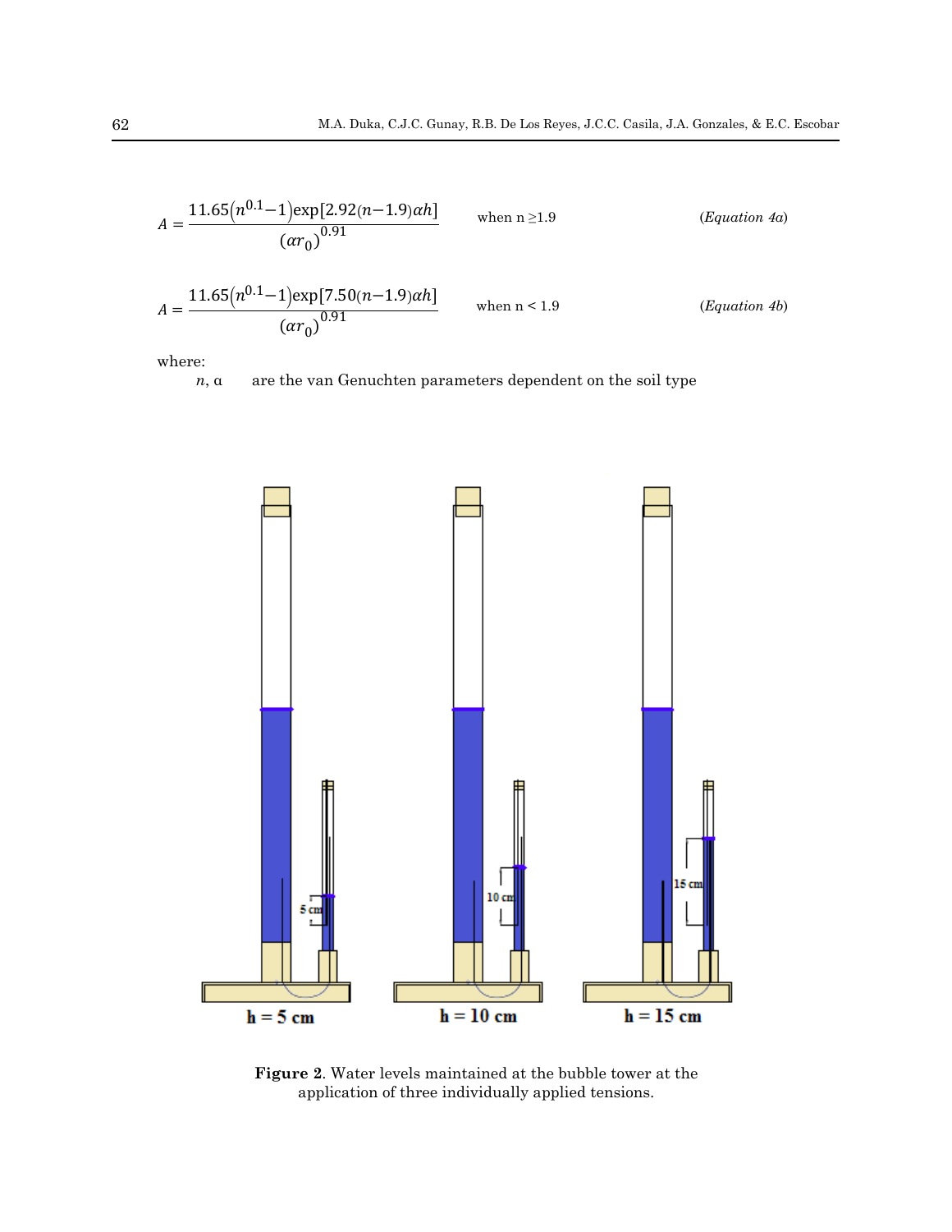$$A = \frac{11.65\left(n^{0.1}-1\right)\exp[2.92(n-1.9)\alpha h]}{(\alpha r_0)^{0.91}} \qquad \text{when } n \geq 1.9 \qquad (Equation\ 4a)$$

$$A = \frac{11.65\left(n^{0.1}-1\right)\exp[7.50(n-1.9)\alpha h]}{(\alpha r_0)^{0.91}} \qquad \text{when } n < 1.9 \qquad (Equation\ 4b)$$

where:

$n$, α are the van Genuchten parameters dependent on the soil type

**Figure 2**. Water levels maintained at the bubble tower at the application of three individually applied tensions.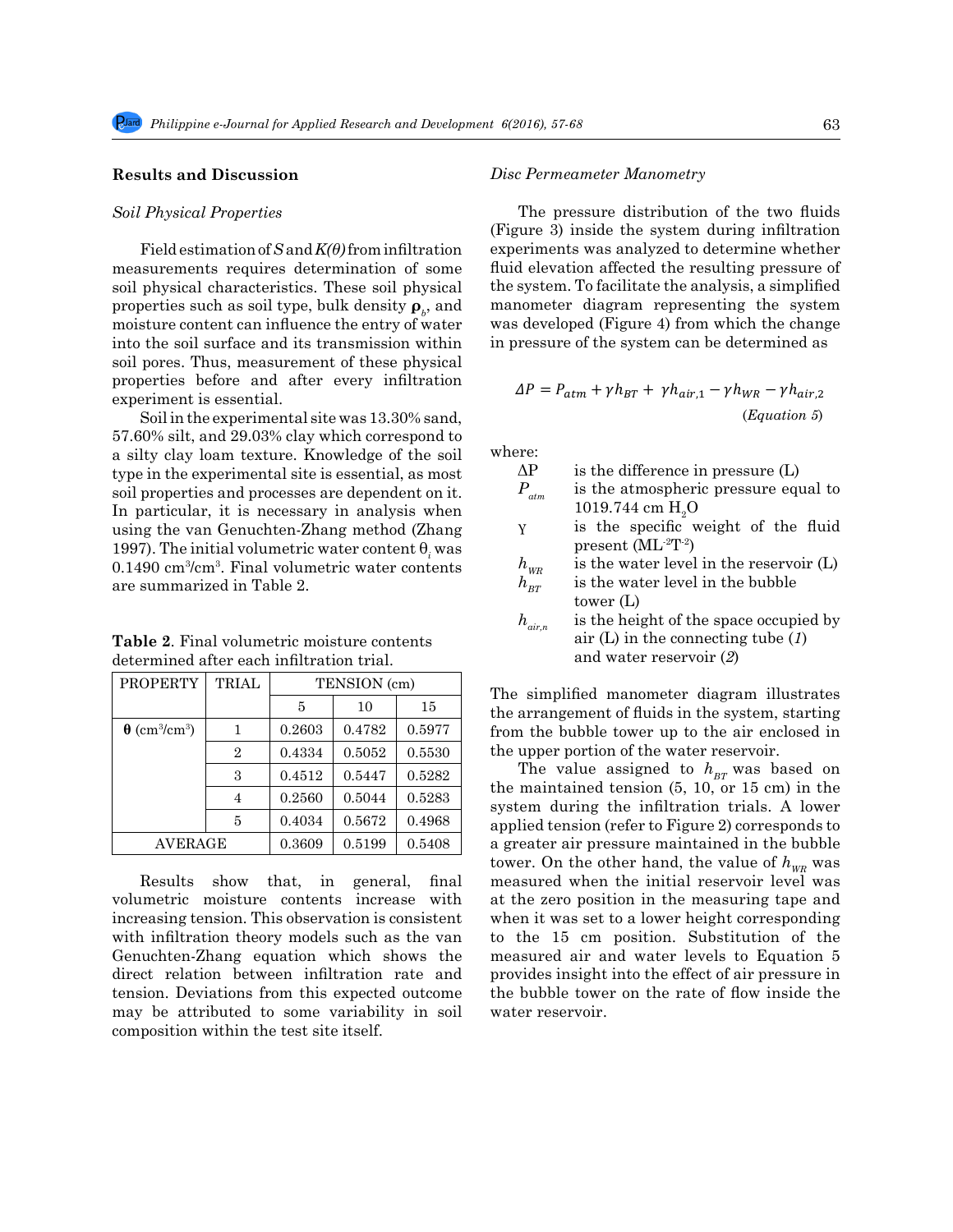## Results and Discussion

### *Soil Physical Properties*

Field estimation of $S$ and $K(\theta)$ from infiltration measurements requires determination of some soil physical characteristics. These soil physical properties such as soil type, bulk density $\rho_b$, and moisture content can influence the entry of water into the soil surface and its transmission within soil pores. Thus, measurement of these physical properties before and after every infiltration experiment is essential.

Soil in the experimental site was 13.30% sand, 57.60% silt, and 29.03% clay which correspond to a silty clay loam texture. Knowledge of the soil type in the experimental site is essential, as most soil properties and processes are dependent on it. In particular, it is necessary in analysis when using the van Genuchten-Zhang method (Zhang 1997). The initial volumetric water content $\theta_i$ was 0.1490 $cm^3/cm^3$. Final volumetric water contents are summarized in Table 2.

**Table 2**. Final volumetric moisture contents determined after each infiltration trial.

| PROPERTY | TRIAL | TENSION (cm) | | |
|---|---|---|---|---|
| | | 5 | 10 | 15 |
| **θ** ($cm^3/cm^3$) | 1 | 0.2603 | 0.4782 | 0.5977 |
| | 2 | 0.4334 | 0.5052 | 0.5530 |
| | 3 | 0.4512 | 0.5447 | 0.5282 |
| | 4 | 0.2560 | 0.5044 | 0.5283 |
| | 5 | 0.4034 | 0.5672 | 0.4968 |
| AVERAGE | | 0.3609 | 0.5199 | 0.5408 |

Results show that, in general, final volumetric moisture contents increase with increasing tension. This observation is consistent with infiltration theory models such as the van Genuchten-Zhang equation which shows the direct relation between infiltration rate and tension. Deviations from this expected outcome may be attributed to some variability in soil composition within the test site itself.

### *Disc Permeameter Manometry*

The pressure distribution of the two fluids (Figure 3) inside the system during infiltration experiments was analyzed to determine whether fluid elevation affected the resulting pressure of the system. To facilitate the analysis, a simplified manometer diagram representing the system was developed (Figure 4) from which the change in pressure of the system can be determined as

$$\Delta P = P_{atm} + \gamma h_{BT} + \gamma h_{air,1} - \gamma h_{WR} - \gamma h_{air,2} \qquad (Equation\ 5)$$

where:

- $\Delta P$ is the difference in pressure (L)
- $P_{atm}$ is the atmospheric pressure equal to 1019.744 cm $H_2O$
- $\gamma$ is the specific weight of the fluid present ($ML^{-2}T^{-2}$)
- $h_{WR}$ is the water level in the reservoir (L)
- $h_{BT}$ is the water level in the bubble tower (L)
- $h_{air,n}$ is the height of the space occupied by air (L) in the connecting tube (*1*) and water reservoir (*2*)

The simplified manometer diagram illustrates the arrangement of fluids in the system, starting from the bubble tower up to the air enclosed in the upper portion of the water reservoir.

The value assigned to $h_{BT}$ was based on the maintained tension (5, 10, or 15 cm) in the system during the infiltration trials. A lower applied tension (refer to Figure 2) corresponds to a greater air pressure maintained in the bubble tower. On the other hand, the value of $h_{WR}$ was measured when the initial reservoir level was at the zero position in the measuring tape and when it was set to a lower height corresponding to the 15 cm position. Substitution of the measured air and water levels to Equation 5 provides insight into the effect of air pressure in the bubble tower on the rate of flow inside the water reservoir.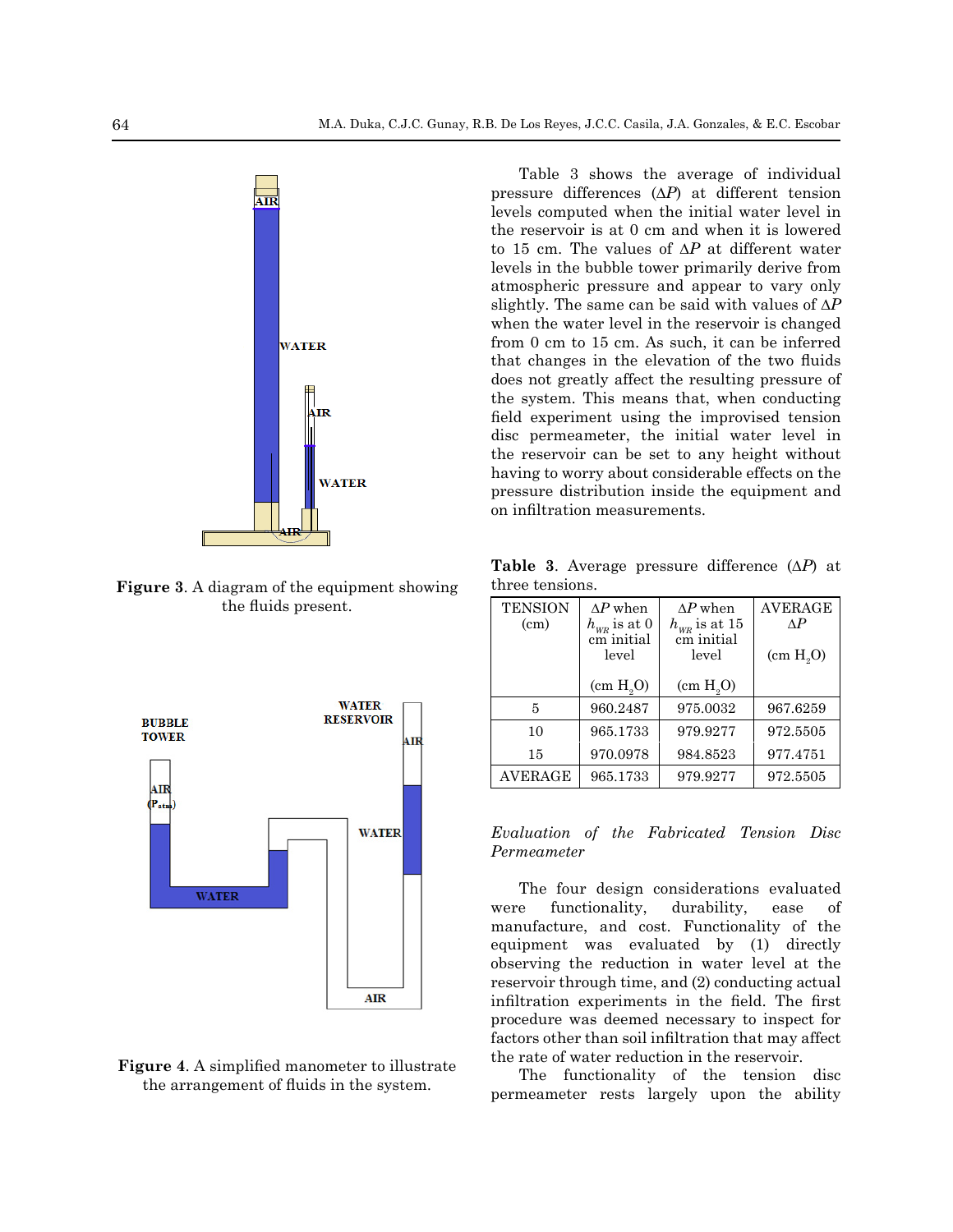**Figure 3**. A diagram of the equipment showing the fluids present.

**Figure 4**. A simplified manometer to illustrate the arrangement of fluids in the system.

Table 3 shows the average of individual pressure differences ($\Delta P$) at different tension levels computed when the initial water level in the reservoir is at 0 cm and when it is lowered to 15 cm. The values of $\Delta P$ at different water levels in the bubble tower primarily derive from atmospheric pressure and appear to vary only slightly. The same can be said with values of $\Delta P$ when the water level in the reservoir is changed from 0 cm to 15 cm. As such, it can be inferred that changes in the elevation of the two fluids does not greatly affect the resulting pressure of the system. This means that, when conducting field experiment using the improvised tension disc permeameter, the initial water level in the reservoir can be set to any height without having to worry about considerable effects on the pressure distribution inside the equipment and on infiltration measurements.

**Table 3**. Average pressure difference ($\Delta P$) at three tensions.

| TENSION (cm) | $\Delta P$ when $h_{WR}$ is at 0 cm initial level (cm $H_2O$) | $\Delta P$ when $h_{WR}$ is at 15 cm initial level (cm $H_2O$) | AVERAGE $\Delta P$ (cm $H_2O$) |
|---|---|---|---|
| 5 | 960.2487 | 975.0032 | 967.6259 |
| 10 | 965.1733 | 979.9277 | 972.5505 |
| 15 | 970.0978 | 984.8523 | 977.4751 |
| AVERAGE | 965.1733 | 979.9277 | 972.5505 |

*Evaluation of the Fabricated Tension Disc Permeameter*

The four design considerations evaluated were functionality, durability, ease of manufacture, and cost. Functionality of the equipment was evaluated by (1) directly observing the reduction in water level at the reservoir through time, and (2) conducting actual infiltration experiments in the field. The first procedure was deemed necessary to inspect for factors other than soil infiltration that may affect the rate of water reduction in the reservoir.

The functionality of the tension disc permeameter rests largely upon the ability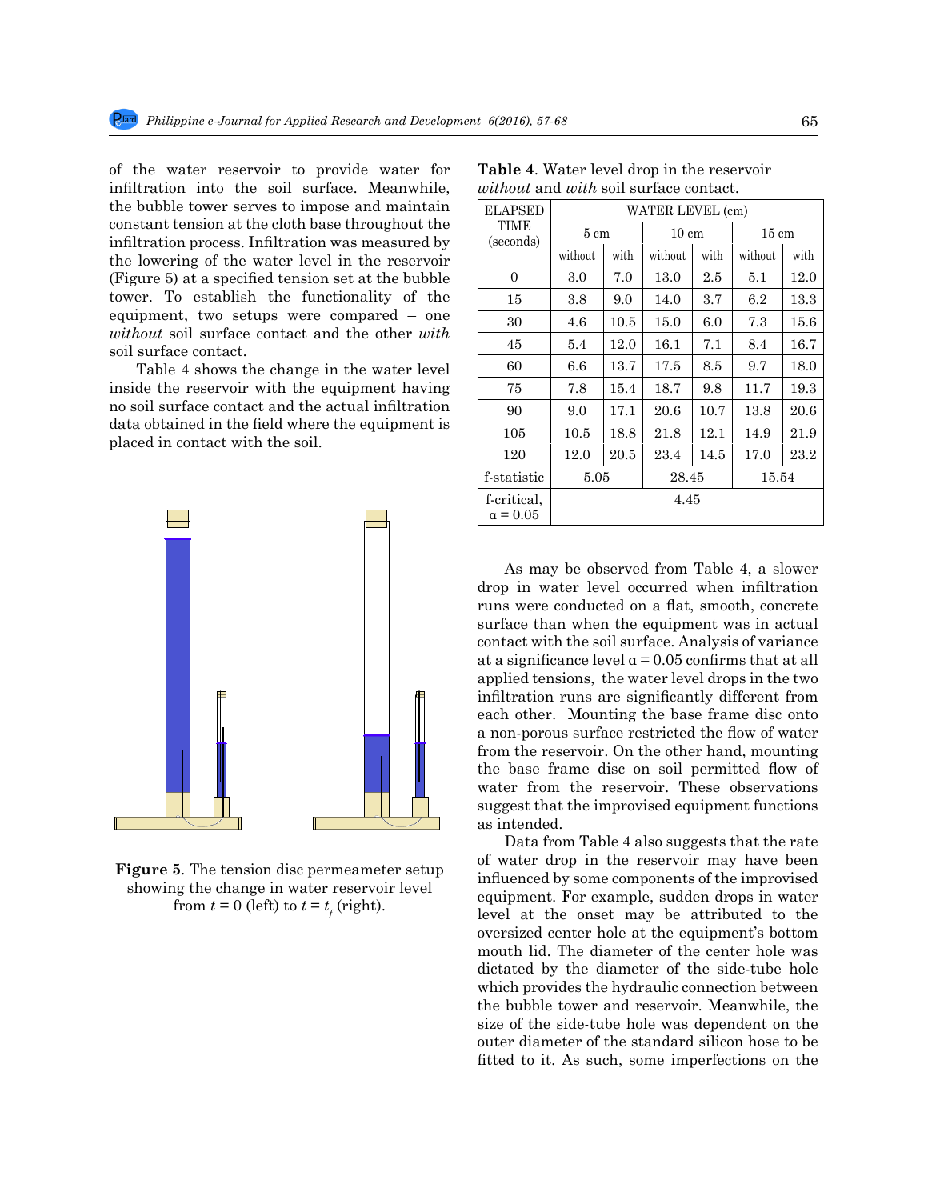of the water reservoir to provide water for infiltration into the soil surface. Meanwhile, the bubble tower serves to impose and maintain constant tension at the cloth base throughout the infiltration process. Infiltration was measured by the lowering of the water level in the reservoir (Figure 5) at a specified tension set at the bubble tower. To establish the functionality of the equipment, two setups were compared – one *without* soil surface contact and the other *with* soil surface contact.

Table 4 shows the change in the water level inside the reservoir with the equipment having no soil surface contact and the actual infiltration data obtained in the field where the equipment is placed in contact with the soil.

Figure 5. The tension disc permeameter setup showing the change in water reservoir level from $t = 0$ (left) to $t = t_f$ (right).

**Table 4**. Water level drop in the reservoir *without* and *with* soil surface contact.

| ELAPSED TIME (seconds) | WATER LEVEL (cm) | | | | | |
|---|---|---|---|---|---|---|
| | 5 cm | | 10 cm | | 15 cm | |
| | without | with | without | with | without | with |
| 0 | 3.0 | 7.0 | 13.0 | 2.5 | 5.1 | 12.0 |
| 15 | 3.8 | 9.0 | 14.0 | 3.7 | 6.2 | 13.3 |
| 30 | 4.6 | 10.5 | 15.0 | 6.0 | 7.3 | 15.6 |
| 45 | 5.4 | 12.0 | 16.1 | 7.1 | 8.4 | 16.7 |
| 60 | 6.6 | 13.7 | 17.5 | 8.5 | 9.7 | 18.0 |
| 75 | 7.8 | 15.4 | 18.7 | 9.8 | 11.7 | 19.3 |
| 90 | 9.0 | 17.1 | 20.6 | 10.7 | 13.8 | 20.6 |
| 105 | 10.5 | 18.8 | 21.8 | 12.1 | 14.9 | 21.9 |
| 120 | 12.0 | 20.5 | 23.4 | 14.5 | 17.0 | 23.2 |
| f-statistic | 5.05 | | 28.45 | | 15.54 | |
| f-critical, $\alpha = 0.05$ | 4.45 | | | | | |

As may be observed from Table 4, a slower drop in water level occurred when infiltration runs were conducted on a flat, smooth, concrete surface than when the equipment was in actual contact with the soil surface. Analysis of variance at a significance level $\alpha = 0.05$ confirms that at all applied tensions, the water level drops in the two infiltration runs are significantly different from each other. Mounting the base frame disc onto a non-porous surface restricted the flow of water from the reservoir. On the other hand, mounting the base frame disc on soil permitted flow of water from the reservoir. These observations suggest that the improvised equipment functions as intended.

Data from Table 4 also suggests that the rate of water drop in the reservoir may have been influenced by some components of the improvised equipment. For example, sudden drops in water level at the onset may be attributed to the oversized center hole at the equipment's bottom mouth lid. The diameter of the center hole was dictated by the diameter of the side-tube hole which provides the hydraulic connection between the bubble tower and reservoir. Meanwhile, the size of the side-tube hole was dependent on the outer diameter of the standard silicon hose to be fitted to it. As such, some imperfections on the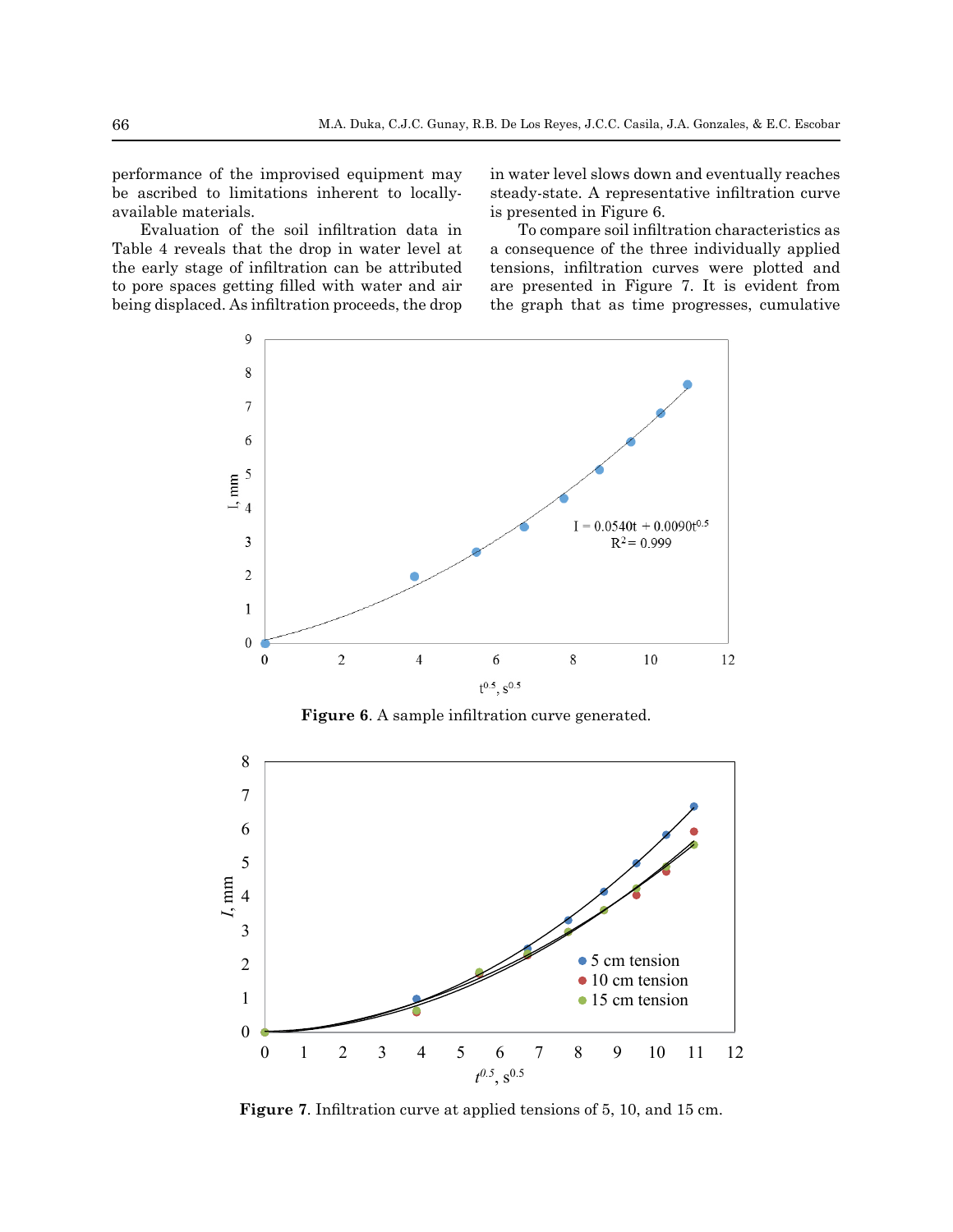performance of the improvised equipment may be ascribed to limitations inherent to locally-available materials.

Evaluation of the soil infiltration data in Table 4 reveals that the drop in water level at the early stage of infiltration can be attributed to pore spaces getting filled with water and air being displaced. As infiltration proceeds, the drop in water level slows down and eventually reaches steady-state. A representative infiltration curve is presented in Figure 6.

To compare soil infiltration characteristics as a consequence of the three individually applied tensions, infiltration curves were plotted and are presented in Figure 7. It is evident from the graph that as time progresses, cumulative

**Figure 6**. A sample infiltration curve generated.

**Figure 7**. Infiltration curve at applied tensions of 5, 10, and 15 cm.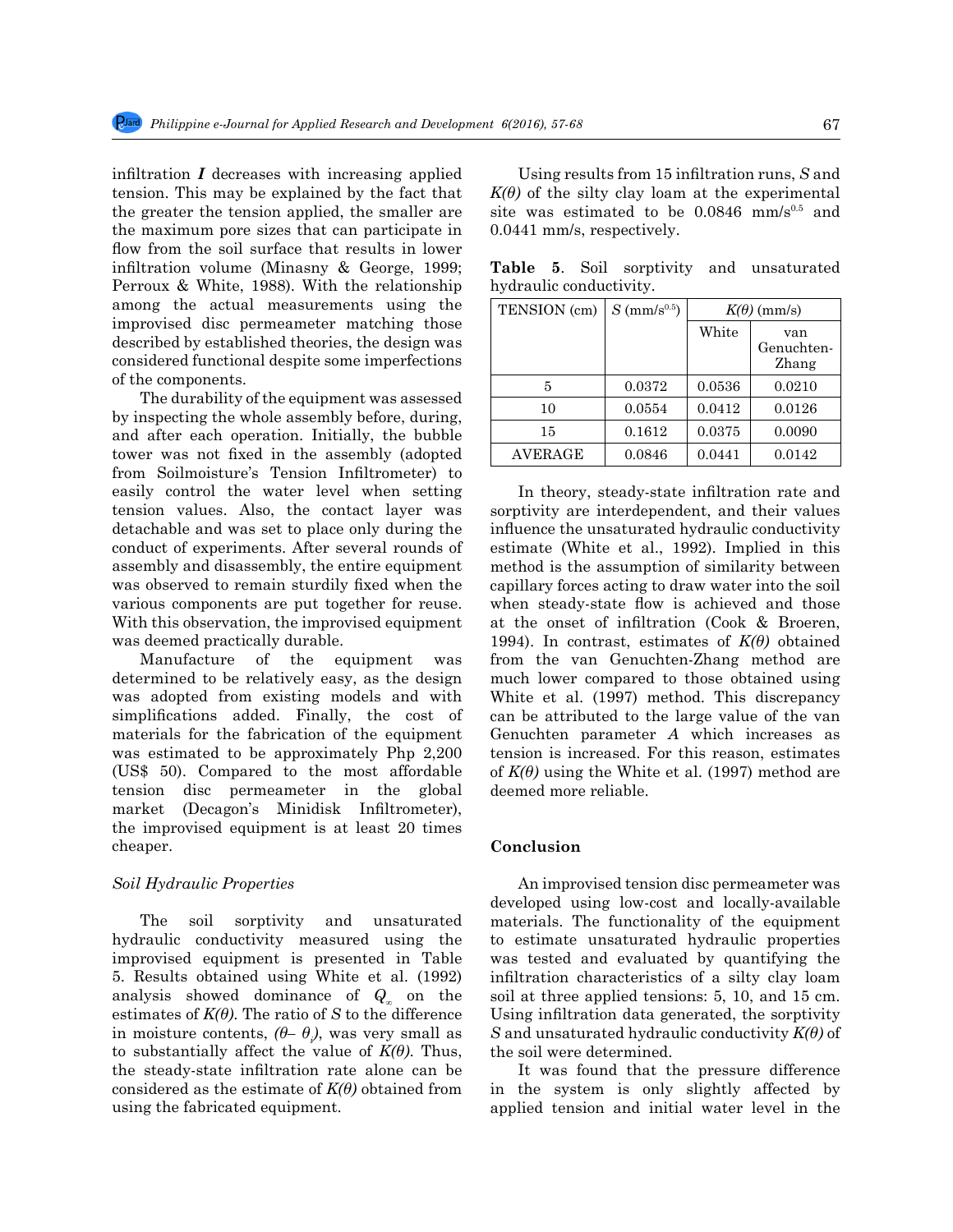infiltration ***I*** decreases with increasing applied tension. This may be explained by the fact that the greater the tension applied, the smaller are the maximum pore sizes that can participate in flow from the soil surface that results in lower infiltration volume (Minasny & George, 1999; Perroux & White, 1988). With the relationship among the actual measurements using the improvised disc permeameter matching those described by established theories, the design was considered functional despite some imperfections of the components.

The durability of the equipment was assessed by inspecting the whole assembly before, during, and after each operation. Initially, the bubble tower was not fixed in the assembly (adopted from Soilmoisture's Tension Infiltrometer) to easily control the water level when setting tension values. Also, the contact layer was detachable and was set to place only during the conduct of experiments. After several rounds of assembly and disassembly, the entire equipment was observed to remain sturdily fixed when the various components are put together for reuse. With this observation, the improvised equipment was deemed practically durable.

Manufacture of the equipment was determined to be relatively easy, as the design was adopted from existing models and with simplifications added. Finally, the cost of materials for the fabrication of the equipment was estimated to be approximately Php 2,200 (US$ 50). Compared to the most affordable tension disc permeameter in the global market (Decagon's Minidisk Infiltrometer), the improvised equipment is at least 20 times cheaper.

### *Soil Hydraulic Properties*

The soil sorptivity and unsaturated hydraulic conductivity measured using the improvised equipment is presented in Table 5. Results obtained using White et al. (1992) analysis showed dominance of $Q_\infty$ on the estimates of $K(\theta)$. The ratio of $S$ to the difference in moisture contents, $(\theta - \theta_i)$, was very small as to substantially affect the value of $K(\theta)$. Thus, the steady-state infiltration rate alone can be considered as the estimate of $K(\theta)$ obtained from using the fabricated equipment.

Using results from 15 infiltration runs, $S$ and $K(\theta)$ of the silty clay loam at the experimental site was estimated to be 0.0846 mm/s$^{0.5}$ and 0.0441 mm/s, respectively.

**Table 5**. Soil sorptivity and unsaturated hydraulic conductivity.

| TENSION (cm) | $S$ (mm/s$^{0.5}$) | $K(\theta)$ (mm/s) | |
|---|---|---|---|
| | | White | van Genuchten-Zhang |
| 5 | 0.0372 | 0.0536 | 0.0210 |
| 10 | 0.0554 | 0.0412 | 0.0126 |
| 15 | 0.1612 | 0.0375 | 0.0090 |
| AVERAGE | 0.0846 | 0.0441 | 0.0142 |

In theory, steady-state infiltration rate and sorptivity are interdependent, and their values influence the unsaturated hydraulic conductivity estimate (White et al., 1992). Implied in this method is the assumption of similarity between capillary forces acting to draw water into the soil when steady-state flow is achieved and those at the onset of infiltration (Cook & Broeren, 1994). In contrast, estimates of $K(\theta)$ obtained from the van Genuchten-Zhang method are much lower compared to those obtained using White et al. (1997) method. This discrepancy can be attributed to the large value of the van Genuchten parameter $A$ which increases as tension is increased. For this reason, estimates of $K(\theta)$ using the White et al. (1997) method are deemed more reliable.

## Conclusion

An improvised tension disc permeameter was developed using low-cost and locally-available materials. The functionality of the equipment to estimate unsaturated hydraulic properties was tested and evaluated by quantifying the infiltration characteristics of a silty clay loam soil at three applied tensions: 5, 10, and 15 cm. Using infiltration data generated, the sorptivity $S$ and unsaturated hydraulic conductivity $K(\theta)$ of the soil were determined.

It was found that the pressure difference in the system is only slightly affected by applied tension and initial water level in the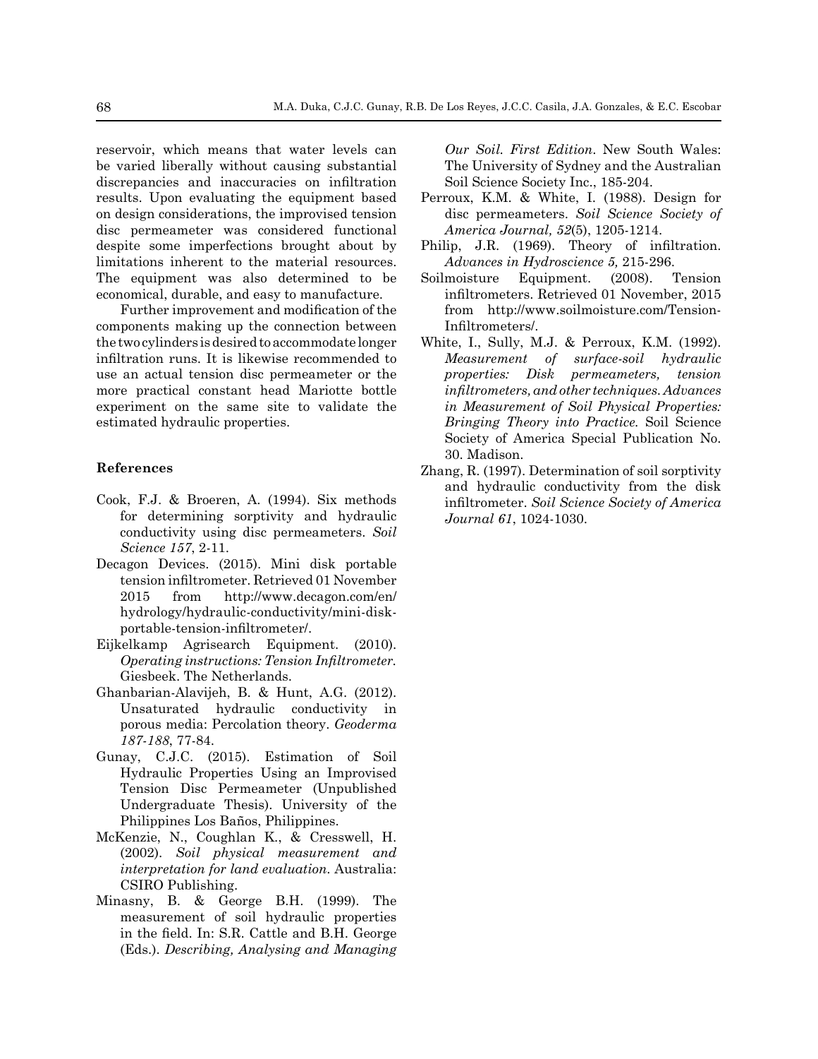reservoir, which means that water levels can be varied liberally without causing substantial discrepancies and inaccuracies on infiltration results. Upon evaluating the equipment based on design considerations, the improvised tension disc permeameter was considered functional despite some imperfections brought about by limitations inherent to the material resources. The equipment was also determined to be economical, durable, and easy to manufacture.

Further improvement and modification of the components making up the connection between the two cylinders is desired to accommodate longer infiltration runs. It is likewise recommended to use an actual tension disc permeameter or the more practical constant head Mariotte bottle experiment on the same site to validate the estimated hydraulic properties.

## References

Cook, F.J. & Broeren, A. (1994). Six methods for determining sorptivity and hydraulic conductivity using disc permeameters. *Soil Science 157*, 2-11.

Decagon Devices. (2015). Mini disk portable tension infiltrometer. Retrieved 01 November 2015 from http://www.decagon.com/en/hydrology/hydraulic-conductivity/mini-disk-portable-tension-infiltrometer/.

Eijkelkamp Agrisearch Equipment. (2010). *Operating instructions: Tension Infiltrometer*. Giesbeek. The Netherlands.

Ghanbarian-Alavijeh, B. & Hunt, A.G. (2012). Unsaturated hydraulic conductivity in porous media: Percolation theory. *Geoderma 187-188*, 77-84.

Gunay, C.J.C. (2015). Estimation of Soil Hydraulic Properties Using an Improvised Tension Disc Permeameter (Unpublished Undergraduate Thesis). University of the Philippines Los Baños, Philippines.

McKenzie, N., Coughlan K., & Cresswell, H. (2002). *Soil physical measurement and interpretation for land evaluation*. Australia: CSIRO Publishing.

Minasny, B. & George B.H. (1999). The measurement of soil hydraulic properties in the field. In: S.R. Cattle and B.H. George (Eds.). *Describing, Analysing and Managing Our Soil. First Edition*. New South Wales: The University of Sydney and the Australian Soil Science Society Inc., 185-204.

Perroux, K.M. & White, I. (1988). Design for disc permeameters. *Soil Science Society of America Journal, 52*(5), 1205-1214.

Philip, J.R. (1969). Theory of infiltration. *Advances in Hydroscience 5,* 215-296.

Soilmoisture Equipment. (2008). Tension infiltrometers. Retrieved 01 November, 2015 from http://www.soilmoisture.com/Tension-Infiltrometers/.

White, I., Sully, M.J. & Perroux, K.M. (1992). *Measurement of surface-soil hydraulic properties: Disk permeameters, tension infiltrometers, and other techniques. Advances in Measurement of Soil Physical Properties: Bringing Theory into Practice.* Soil Science Society of America Special Publication No. 30. Madison.

Zhang, R. (1997). Determination of soil sorptivity and hydraulic conductivity from the disk infiltrometer. *Soil Science Society of America Journal 61*, 1024-1030.